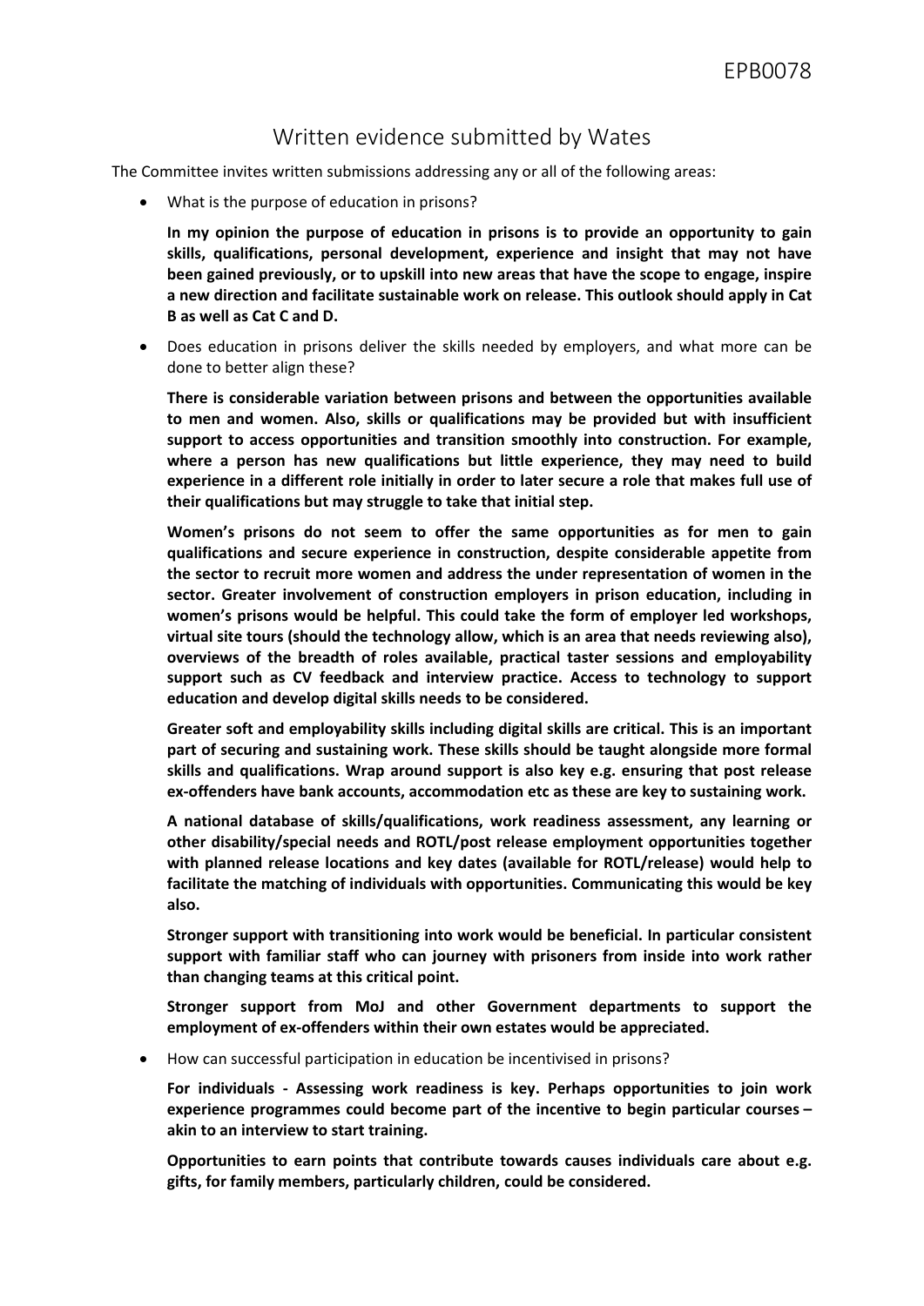# Written evidence submitted by Wates

The Committee invites written submissions addressing any or all of the following areas:

- What is the purpose of education in prisons?

  **In my opinion the purpose of education in prisons is to provide an opportunity to gain skills, qualifications, personal development, experience and insight that may not have been gained previously, or to upskill into new areas that have the scope to engage, inspire a new direction and facilitate sustainable work on release. This outlook should apply in Cat B as well as Cat C and D.**

- Does education in prisons deliver the skills needed by employers, and what more can be done to better align these?

  **There is considerable variation between prisons and between the opportunities available to men and women. Also, skills or qualifications may be provided but with insufficient support to access opportunities and transition smoothly into construction. For example, where a person has new qualifications but little experience, they may need to build experience in a different role initially in order to later secure a role that makes full use of their qualifications but may struggle to take that initial step.**

  **Women's prisons do not seem to offer the same opportunities as for men to gain qualifications and secure experience in construction, despite considerable appetite from the sector to recruit more women and address the under representation of women in the sector. Greater involvement of construction employers in prison education, including in women's prisons would be helpful. This could take the form of employer led workshops, virtual site tours (should the technology allow, which is an area that needs reviewing also), overviews of the breadth of roles available, practical taster sessions and employability support such as CV feedback and interview practice. Access to technology to support education and develop digital skills needs to be considered.**

  **Greater soft and employability skills including digital skills are critical. This is an important part of securing and sustaining work. These skills should be taught alongside more formal skills and qualifications. Wrap around support is also key e.g. ensuring that post release ex-offenders have bank accounts, accommodation etc as these are key to sustaining work.**

  **A national database of skills/qualifications, work readiness assessment, any learning or other disability/special needs and ROTL/post release employment opportunities together with planned release locations and key dates (available for ROTL/release) would help to facilitate the matching of individuals with opportunities. Communicating this would be key also.**

  **Stronger support with transitioning into work would be beneficial. In particular consistent support with familiar staff who can journey with prisoners from inside into work rather than changing teams at this critical point.**

  **Stronger support from MoJ and other Government departments to support the employment of ex-offenders within their own estates would be appreciated.**

- How can successful participation in education be incentivised in prisons?

  **For individuals - Assessing work readiness is key. Perhaps opportunities to join work experience programmes could become part of the incentive to begin particular courses – akin to an interview to start training.**

  **Opportunities to earn points that contribute towards causes individuals care about e.g. gifts, for family members, particularly children, could be considered.**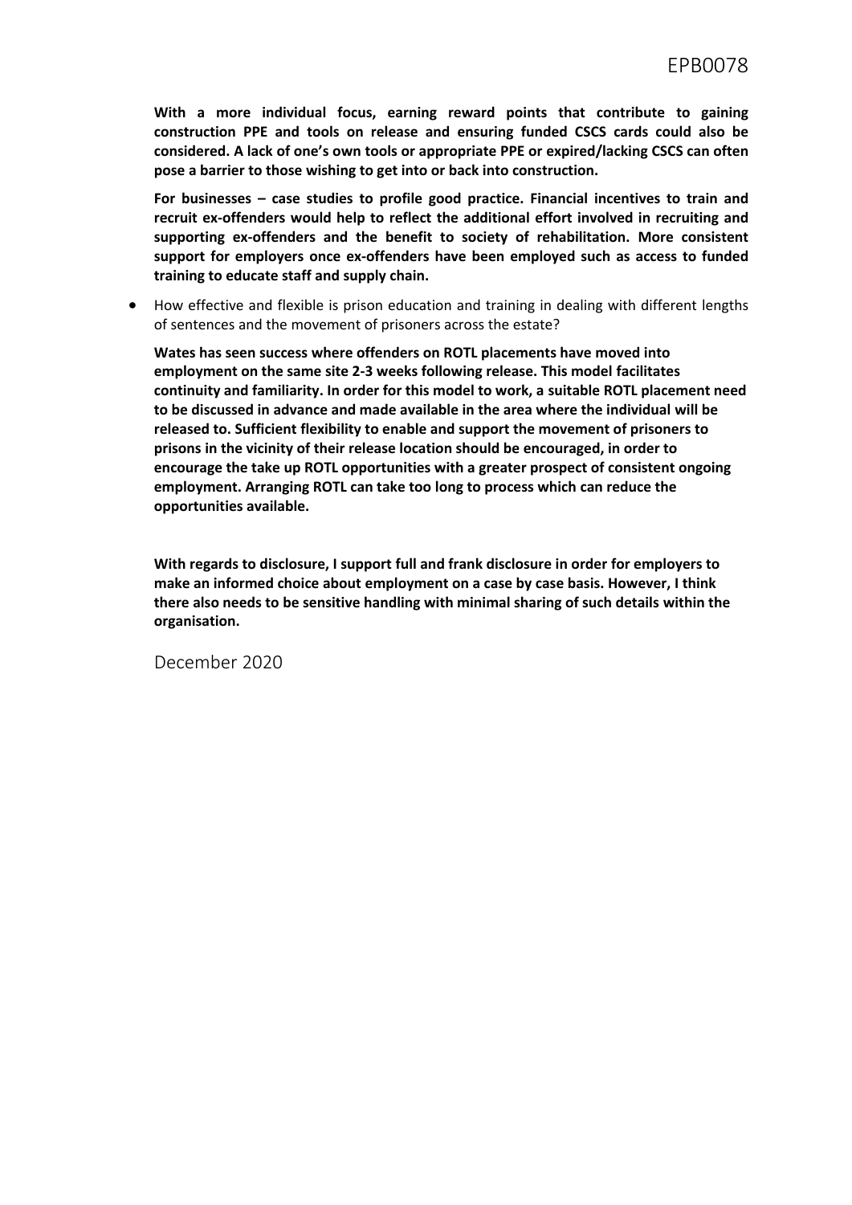**With a more individual focus, earning reward points that contribute to gaining construction PPE and tools on release and ensuring funded CSCS cards could also be considered. A lack of one's own tools or appropriate PPE or expired/lacking CSCS can often pose a barrier to those wishing to get into or back into construction.**

**For businesses – case studies to profile good practice. Financial incentives to train and recruit ex-offenders would help to reflect the additional effort involved in recruiting and supporting ex-offenders and the benefit to society of rehabilitation. More consistent support for employers once ex-offenders have been employed such as access to funded training to educate staff and supply chain.**

- How effective and flexible is prison education and training in dealing with different lengths of sentences and the movement of prisoners across the estate?

**Wates has seen success where offenders on ROTL placements have moved into employment on the same site 2-3 weeks following release. This model facilitates continuity and familiarity. In order for this model to work, a suitable ROTL placement need to be discussed in advance and made available in the area where the individual will be released to. Sufficient flexibility to enable and support the movement of prisoners to prisons in the vicinity of their release location should be encouraged, in order to encourage the take up ROTL opportunities with a greater prospect of consistent ongoing employment. Arranging ROTL can take too long to process which can reduce the opportunities available.**

**With regards to disclosure, I support full and frank disclosure in order for employers to make an informed choice about employment on a case by case basis. However, I think there also needs to be sensitive handling with minimal sharing of such details within the organisation.**

December 2020